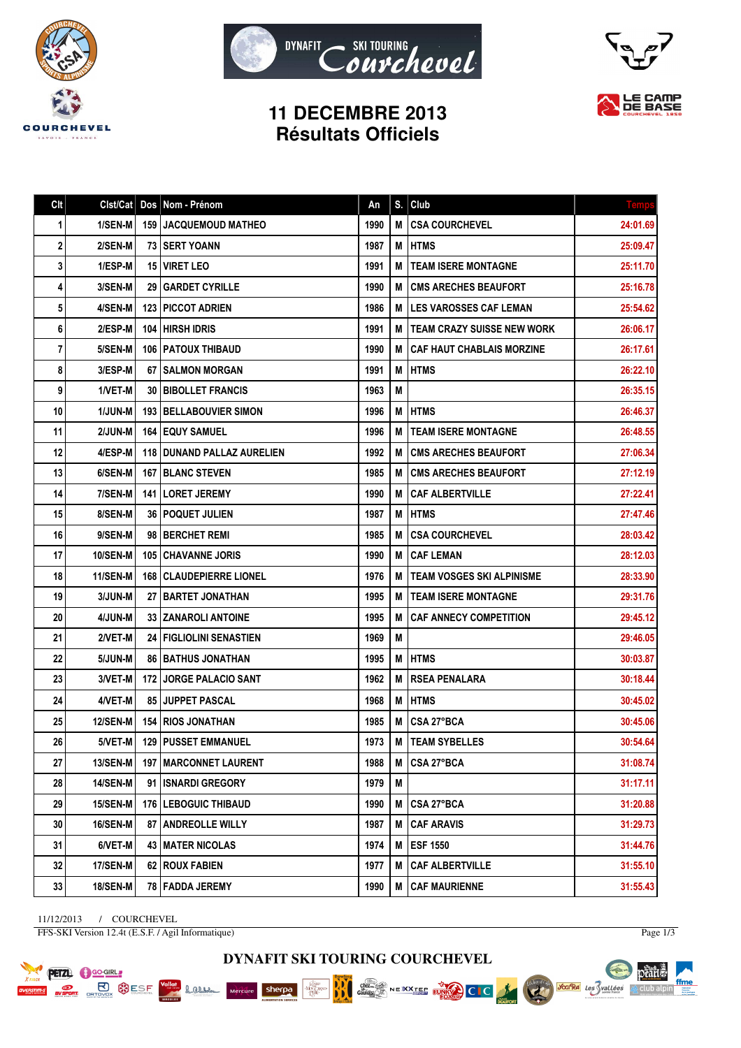# 11 DECEMBRE 2013
## Résultats Officiels

| Clt | Clst/Cat | Dos | Nom - Prénom | An | S. | Club | Temps |
|---|---|---|---|---|---|---|---|
| 1 | 1/SEN-M | 159 | JACQUEMOUD MATHEO | 1990 | M | CSA COURCHEVEL | 24:01.69 |
| 2 | 2/SEN-M | 73 | SERT YOANN | 1987 | M | HTMS | 25:09.47 |
| 3 | 1/ESP-M | 15 | VIRET LEO | 1991 | M | TEAM ISERE MONTAGNE | 25:11.70 |
| 4 | 3/SEN-M | 29 | GARDET CYRILLE | 1990 | M | CMS ARECHES BEAUFORT | 25:16.78 |
| 5 | 4/SEN-M | 123 | PICCOT ADRIEN | 1986 | M | LES VAROSSES CAF LEMAN | 25:54.62 |
| 6 | 2/ESP-M | 104 | HIRSH IDRIS | 1991 | M | TEAM CRAZY SUISSE NEW WORK | 26:06.17 |
| 7 | 5/SEN-M | 106 | PATOUX THIBAUD | 1990 | M | CAF HAUT CHABLAIS MORZINE | 26:17.61 |
| 8 | 3/ESP-M | 67 | SALMON MORGAN | 1991 | M | HTMS | 26:22.10 |
| 9 | 1/VET-M | 30 | BIBOLLET FRANCIS | 1963 | M | | 26:35.15 |
| 10 | 1/JUN-M | 193 | BELLABOUVIER SIMON | 1996 | M | HTMS | 26:46.37 |
| 11 | 2/JUN-M | 164 | EQUY SAMUEL | 1996 | M | TEAM ISERE MONTAGNE | 26:48.55 |
| 12 | 4/ESP-M | 118 | DUNAND PALLAZ AURELIEN | 1992 | M | CMS ARECHES BEAUFORT | 27:06.34 |
| 13 | 6/SEN-M | 167 | BLANC STEVEN | 1985 | M | CMS ARECHES BEAUFORT | 27:12.19 |
| 14 | 7/SEN-M | 141 | LORET JEREMY | 1990 | M | CAF ALBERTVILLE | 27:22.41 |
| 15 | 8/SEN-M | 36 | POQUET JULIEN | 1987 | M | HTMS | 27:47.46 |
| 16 | 9/SEN-M | 98 | BERCHET REMI | 1985 | M | CSA COURCHEVEL | 28:03.42 |
| 17 | 10/SEN-M | 105 | CHAVANNE JORIS | 1990 | M | CAF LEMAN | 28:12.03 |
| 18 | 11/SEN-M | 168 | CLAUDEPIERRE LIONEL | 1976 | M | TEAM VOSGES SKI ALPINISME | 28:33.90 |
| 19 | 3/JUN-M | 27 | BARTET JONATHAN | 1995 | M | TEAM ISERE MONTAGNE | 29:31.76 |
| 20 | 4/JUN-M | 33 | ZANAROLI ANTOINE | 1995 | M | CAF ANNECY COMPETITION | 29:45.12 |
| 21 | 2/VET-M | 24 | FIGLIOLINI SENASTIEN | 1969 | M | | 29:46.05 |
| 22 | 5/JUN-M | 86 | BATHUS JONATHAN | 1995 | M | HTMS | 30:03.87 |
| 23 | 3/VET-M | 172 | JORGE PALACIO SANT | 1962 | M | RSEA PENALARA | 30:18.44 |
| 24 | 4/VET-M | 85 | JUPPET PASCAL | 1968 | M | HTMS | 30:45.02 |
| 25 | 12/SEN-M | 154 | RIOS JONATHAN | 1985 | M | CSA 27°BCA | 30:45.06 |
| 26 | 5/VET-M | 129 | PUSSET EMMANUEL | 1973 | M | TEAM SYBELLES | 30:54.64 |
| 27 | 13/SEN-M | 197 | MARCONNET LAURENT | 1988 | M | CSA 27°BCA | 31:08.74 |
| 28 | 14/SEN-M | 91 | ISNARDI GREGORY | 1979 | M | | 31:17.11 |
| 29 | 15/SEN-M | 176 | LEBOGUIC THIBAUD | 1990 | M | CSA 27°BCA | 31:20.88 |
| 30 | 16/SEN-M | 87 | ANDREOLLE WILLY | 1987 | M | CAF ARAVIS | 31:29.73 |
| 31 | 6/VET-M | 43 | MATER NICOLAS | 1974 | M | ESF 1550 | 31:44.76 |
| 32 | 17/SEN-M | 62 | ROUX FABIEN | 1977 | M | CAF ALBERTVILLE | 31:55.10 |
| 33 | 18/SEN-M | 78 | FADDA JEREMY | 1990 | M | CAF MAURIENNE | 31:55.43 |

11/12/2013 / COURCHEVEL

FFS-SKI Version 12.4t (E.S.F. / Agil Informatique)

DYNAFIT SKI TOURING COURCHEVEL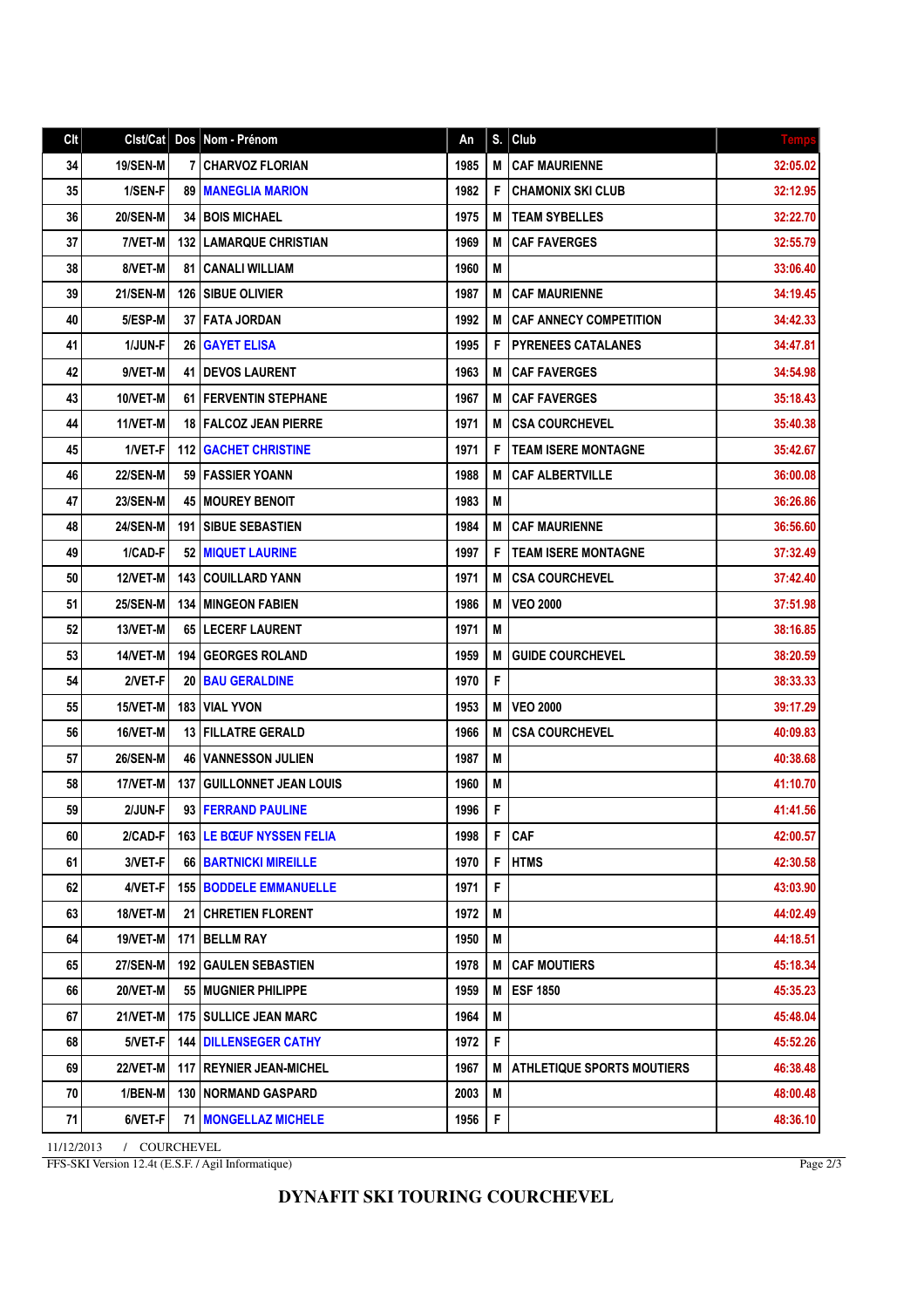| Clt | Clst/Cat | Dos | Nom - Prénom | An | S. | Club | Temps |
|---|---|---|---|---|---|---|---|
| 34 | 19/SEN-M | 7 | CHARVOZ FLORIAN | 1985 | M | CAF MAURIENNE | 32:05.02 |
| 35 | 1/SEN-F | 89 | MANEGLIA MARION | 1982 | F | CHAMONIX SKI CLUB | 32:12.95 |
| 36 | 20/SEN-M | 34 | BOIS MICHAEL | 1975 | M | TEAM SYBELLES | 32:22.70 |
| 37 | 7/VET-M | 132 | LAMARQUE CHRISTIAN | 1969 | M | CAF FAVERGES | 32:55.79 |
| 38 | 8/VET-M | 81 | CANALI WILLIAM | 1960 | M | | 33:06.40 |
| 39 | 21/SEN-M | 126 | SIBUE OLIVIER | 1987 | M | CAF MAURIENNE | 34:19.45 |
| 40 | 5/ESP-M | 37 | FATA JORDAN | 1992 | M | CAF ANNECY COMPETITION | 34:42.33 |
| 41 | 1/JUN-F | 26 | GAYET ELISA | 1995 | F | PYRENEES CATALANES | 34:47.81 |
| 42 | 9/VET-M | 41 | DEVOS LAURENT | 1963 | M | CAF FAVERGES | 34:54.98 |
| 43 | 10/VET-M | 61 | FERVENTIN STEPHANE | 1967 | M | CAF FAVERGES | 35:18.43 |
| 44 | 11/VET-M | 18 | FALCOZ JEAN PIERRE | 1971 | M | CSA COURCHEVEL | 35:40.38 |
| 45 | 1/VET-F | 112 | GACHET CHRISTINE | 1971 | F | TEAM ISERE MONTAGNE | 35:42.67 |
| 46 | 22/SEN-M | 59 | FASSIER YOANN | 1988 | M | CAF ALBERTVILLE | 36:00.08 |
| 47 | 23/SEN-M | 45 | MOUREY BENOIT | 1983 | M | | 36:26.86 |
| 48 | 24/SEN-M | 191 | SIBUE SEBASTIEN | 1984 | M | CAF MAURIENNE | 36:56.60 |
| 49 | 1/CAD-F | 52 | MIQUET LAURINE | 1997 | F | TEAM ISERE MONTAGNE | 37:32.49 |
| 50 | 12/VET-M | 143 | COUILLARD YANN | 1971 | M | CSA COURCHEVEL | 37:42.40 |
| 51 | 25/SEN-M | 134 | MINGEON FABIEN | 1986 | M | VEO 2000 | 37:51.98 |
| 52 | 13/VET-M | 65 | LECERF LAURENT | 1971 | M | | 38:16.85 |
| 53 | 14/VET-M | 194 | GEORGES ROLAND | 1959 | M | GUIDE COURCHEVEL | 38:20.59 |
| 54 | 2/VET-F | 20 | BAU GERALDINE | 1970 | F | | 38:33.33 |
| 55 | 15/VET-M | 183 | VIAL YVON | 1953 | M | VEO 2000 | 39:17.29 |
| 56 | 16/VET-M | 13 | FILLATRE GERALD | 1966 | M | CSA COURCHEVEL | 40:09.83 |
| 57 | 26/SEN-M | 46 | VANNESSON JULIEN | 1987 | M | | 40:38.68 |
| 58 | 17/VET-M | 137 | GUILLONNET JEAN LOUIS | 1960 | M | | 41:10.70 |
| 59 | 2/JUN-F | 93 | FERRAND PAULINE | 1996 | F | | 41:41.56 |
| 60 | 2/CAD-F | 163 | LE BŒUF NYSSEN FELIA | 1998 | F | CAF | 42:00.57 |
| 61 | 3/VET-F | 66 | BARTNICKI MIREILLE | 1970 | F | HTMS | 42:30.58 |
| 62 | 4/VET-F | 155 | BODDELE EMMANUELLE | 1971 | F | | 43:03.90 |
| 63 | 18/VET-M | 21 | CHRETIEN FLORENT | 1972 | M | | 44:02.49 |
| 64 | 19/VET-M | 171 | BELLM RAY | 1950 | M | | 44:18.51 |
| 65 | 27/SEN-M | 192 | GAULEN SEBASTIEN | 1978 | M | CAF MOUTIERS | 45:18.34 |
| 66 | 20/VET-M | 55 | MUGNIER PHILIPPE | 1959 | M | ESF 1850 | 45:35.23 |
| 67 | 21/VET-M | 175 | SULLICE JEAN MARC | 1964 | M | | 45:48.04 |
| 68 | 5/VET-F | 144 | DILLENSEGER CATHY | 1972 | F | | 45:52.26 |
| 69 | 22/VET-M | 117 | REYNIER JEAN-MICHEL | 1967 | M | ATHLETIQUE SPORTS MOUTIERS | 46:38.48 |
| 70 | 1/BEN-M | 130 | NORMAND GASPARD | 2003 | M | | 48:00.48 |
| 71 | 6/VET-F | 71 | MONGELLAZ MICHELE | 1956 | F | | 48:36.10 |

11/12/2013 / COURCHEVEL

FFS-SKI Version 12.4t (E.S.F. / Agil Informatique)

**DYNAFIT SKI TOURING COURCHEVEL**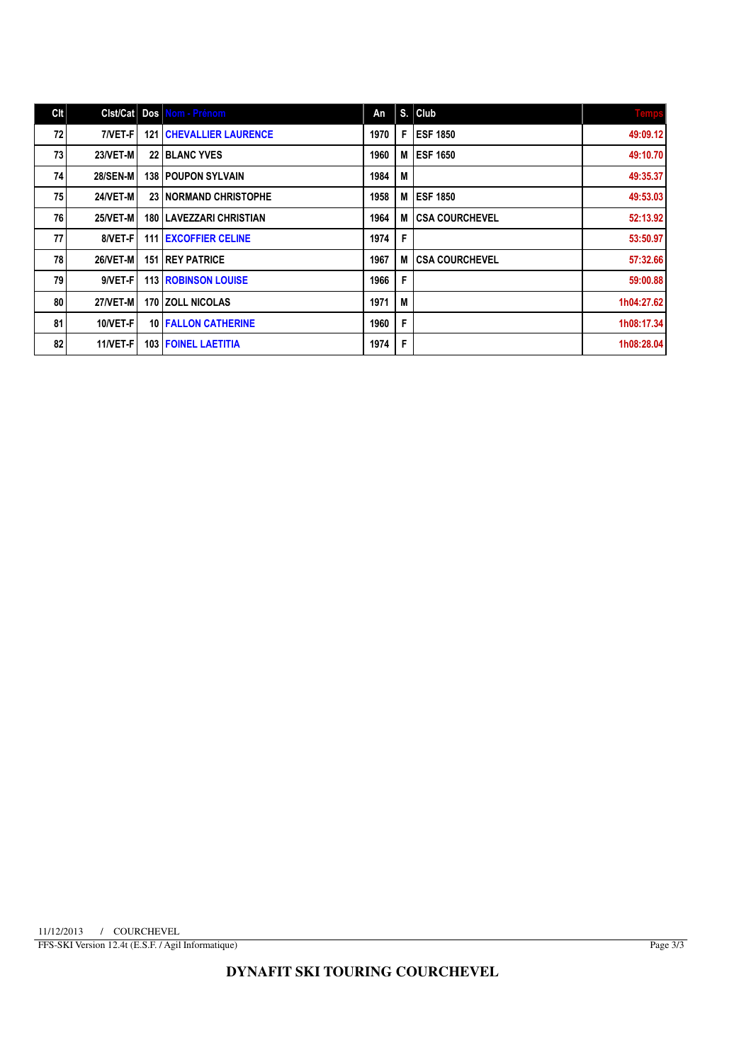| Clt | Clst/Cat | Dos | Nom - Prénom | An | S. | Club | Temps |
|---|---|---|---|---|---|---|---|
| 72 | 7/VET-F | 121 | CHEVALLIER LAURENCE | 1970 | F | ESF 1850 | 49:09.12 |
| 73 | 23/VET-M | 22 | BLANC YVES | 1960 | M | ESF 1650 | 49:10.70 |
| 74 | 28/SEN-M | 138 | POUPON SYLVAIN | 1984 | M | | 49:35.37 |
| 75 | 24/VET-M | 23 | NORMAND CHRISTOPHE | 1958 | M | ESF 1850 | 49:53.03 |
| 76 | 25/VET-M | 180 | LAVEZZARI CHRISTIAN | 1964 | M | CSA COURCHEVEL | 52:13.92 |
| 77 | 8/VET-F | 111 | EXCOFFIER CELINE | 1974 | F | | 53:50.97 |
| 78 | 26/VET-M | 151 | REY PATRICE | 1967 | M | CSA COURCHEVEL | 57:32.66 |
| 79 | 9/VET-F | 113 | ROBINSON LOUISE | 1966 | F | | 59:00.88 |
| 80 | 27/VET-M | 170 | ZOLL NICOLAS | 1971 | M | | 1h04:27.62 |
| 81 | 10/VET-F | 10 | FALLON CATHERINE | 1960 | F | | 1h08:17.34 |
| 82 | 11/VET-F | 103 | FOINEL LAETITIA | 1974 | F | | 1h08:28.04 |

11/12/2013 / COURCHEVEL

FFS-SKI Version 12.4t (E.S.F. / Agil Informatique)

**DYNAFIT SKI TOURING COURCHEVEL**